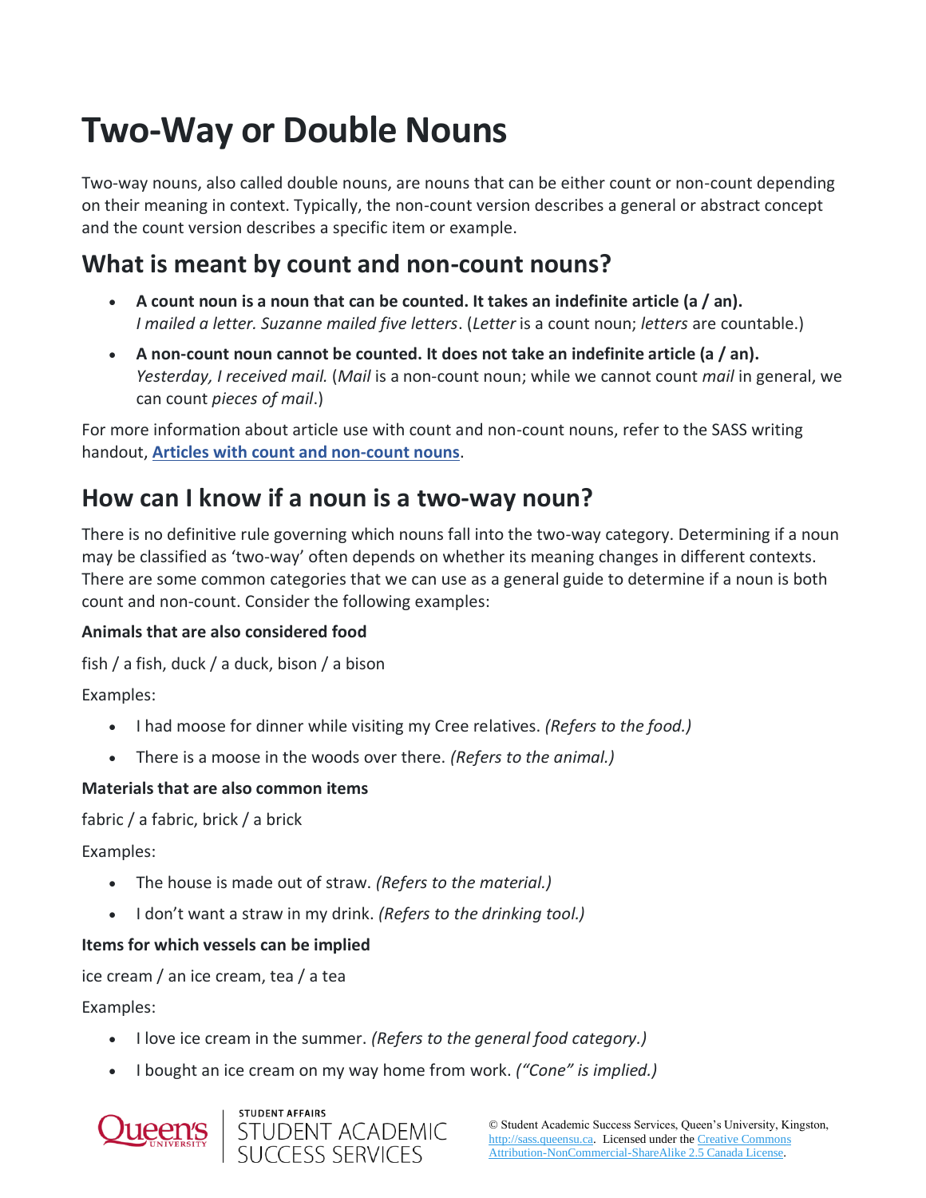# Two-Way or Double Nouns

Two-way nouns, also called double nouns, are nouns that can be either count or non-count depending on their meaning in context. Typically, the non-count version describes a general or abstract concept and the count version describes a specific item or example.

## What is meant by count and non-count nouns?

- **A count noun is a noun that can be counted. It takes an indefinite article (a / an).**
  *I mailed a letter. Suzanne mailed five letters*. (*Letter* is a count noun; *letters* are countable.)
- **A non-count noun cannot be counted. It does not take an indefinite article (a / an).**
  *Yesterday, I received mail.* (*Mail* is a non-count noun; while we cannot count *mail* in general, we can count *pieces of mail*.)

For more information about article use with count and non-count nouns, refer to the SASS writing handout, **Articles with count and non-count nouns**.

## How can I know if a noun is a two-way noun?

There is no definitive rule governing which nouns fall into the two-way category. Determining if a noun may be classified as 'two-way' often depends on whether its meaning changes in different contexts. There are some common categories that we can use as a general guide to determine if a noun is both count and non-count. Consider the following examples:

**Animals that are also considered food**

fish / a fish, duck / a duck, bison / a bison

Examples:

- I had moose for dinner while visiting my Cree relatives. *(Refers to the food.)*
- There is a moose in the woods over there. *(Refers to the animal.)*

**Materials that are also common items**

fabric / a fabric, brick / a brick

Examples:

- The house is made out of straw. *(Refers to the material.)*
- I don't want a straw in my drink. *(Refers to the drinking tool.)*

**Items for which vessels can be implied**

ice cream / an ice cream, tea / a tea

Examples:

- I love ice cream in the summer. *(Refers to the general food category.)*
- I bought an ice cream on my way home from work. *("Cone" is implied.)*

© Student Academic Success Services, Queen's University, Kingston, http://sass.queensu.ca. Licensed under the Creative Commons Attribution-NonCommercial-ShareAlike 2.5 Canada License.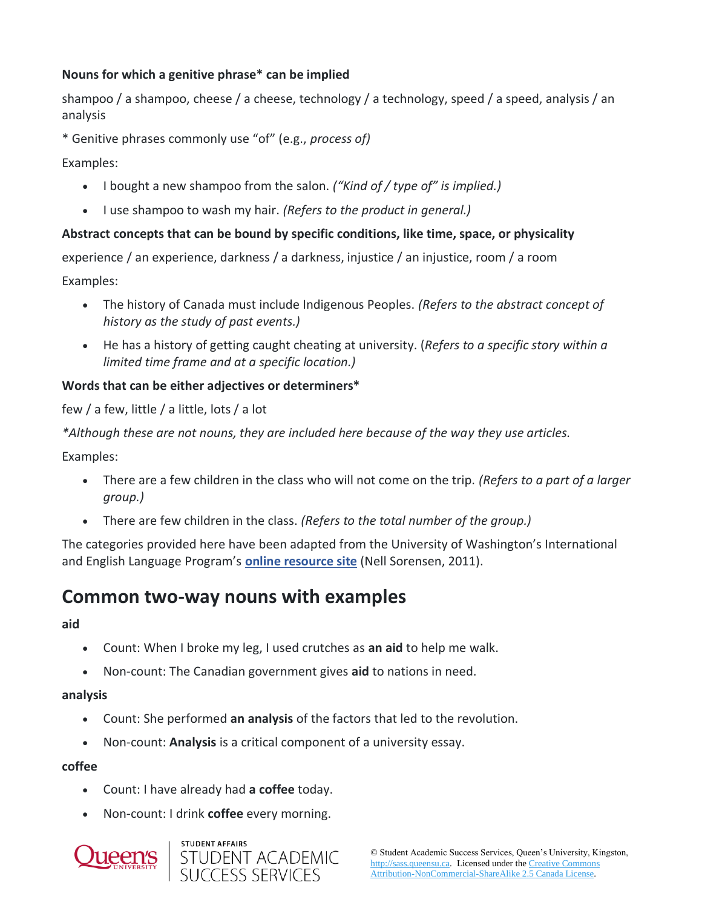**Nouns for which a genitive phrase* can be implied**

shampoo / a shampoo, cheese / a cheese, technology / a technology, speed / a speed, analysis / an analysis

* Genitive phrases commonly use "of" (e.g., *process of)*

Examples:

- I bought a new shampoo from the salon. *("Kind of / type of" is implied.)*
- I use shampoo to wash my hair. *(Refers to the product in general.)*

**Abstract concepts that can be bound by specific conditions, like time, space, or physicality**

experience / an experience, darkness / a darkness, injustice / an injustice, room / a room

Examples:

- The history of Canada must include Indigenous Peoples. *(Refers to the abstract concept of history as the study of past events.)*
- He has a history of getting caught cheating at university. (*Refers to a specific story within a limited time frame and at a specific location.)*

**Words that can be either adjectives or determiners***

few / a few, little / a little, lots / a lot

**Although these are not nouns, they are included here because of the way they use articles.*

Examples:

- There are a few children in the class who will not come on the trip. *(Refers to a part of a larger group.)*
- There are few children in the class. *(Refers to the total number of the group.)*

The categories provided here have been adapted from the University of Washington's International and English Language Program's **online resource site** (Nell Sorensen, 2011).

## Common two-way nouns with examples

**aid**

- Count: When I broke my leg, I used crutches as **an aid** to help me walk.
- Non-count: The Canadian government gives **aid** to nations in need.

**analysis**

- Count: She performed **an analysis** of the factors that led to the revolution.
- Non-count: **Analysis** is a critical component of a university essay.

**coffee**

- Count: I have already had **a coffee** today.
- Non-count: I drink **coffee** every morning.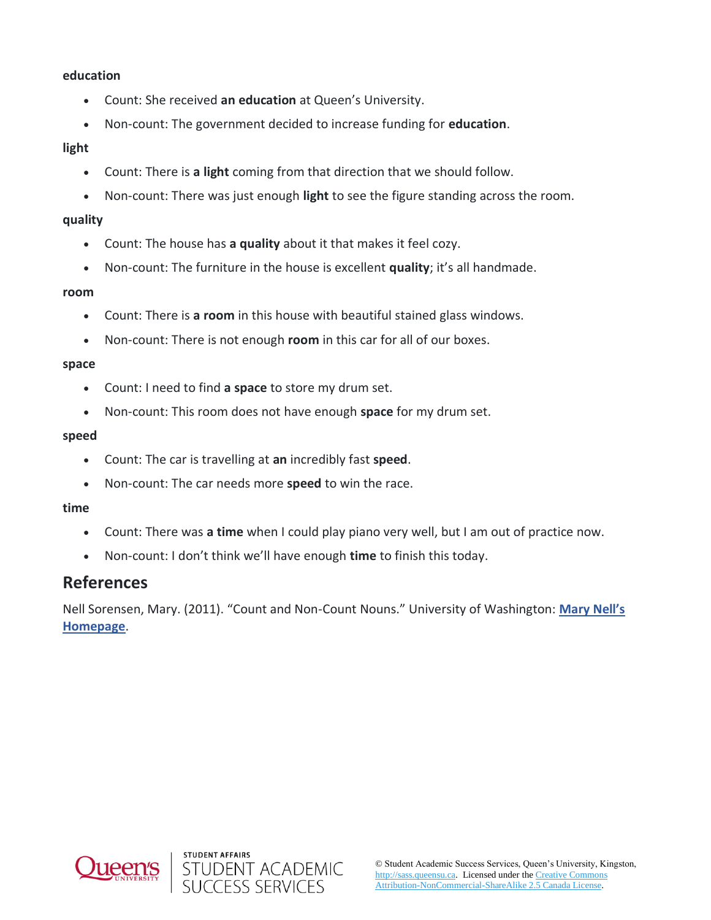**education**

- Count: She received **an education** at Queen's University.
- Non-count: The government decided to increase funding for **education**.

**light**

- Count: There is **a light** coming from that direction that we should follow.
- Non-count: There was just enough **light** to see the figure standing across the room.

**quality**

- Count: The house has **a quality** about it that makes it feel cozy.
- Non-count: The furniture in the house is excellent **quality**; it's all handmade.

**room**

- Count: There is **a room** in this house with beautiful stained glass windows.
- Non-count: There is not enough **room** in this car for all of our boxes.

**space**

- Count: I need to find **a space** to store my drum set.
- Non-count: This room does not have enough **space** for my drum set.

**speed**

- Count: The car is travelling at **an** incredibly fast **speed**.
- Non-count: The car needs more **speed** to win the race.

**time**

- Count: There was **a time** when I could play piano very well, but I am out of practice now.
- Non-count: I don't think we'll have enough **time** to finish this today.

## References

Nell Sorensen, Mary. (2011). "Count and Non-Count Nouns." University of Washington: **Mary Nell's Homepage**.

© Student Academic Success Services, Queen's University, Kingston, http://sass.queensu.ca. Licensed under the Creative Commons Attribution-NonCommercial-ShareAlike 2.5 Canada License.